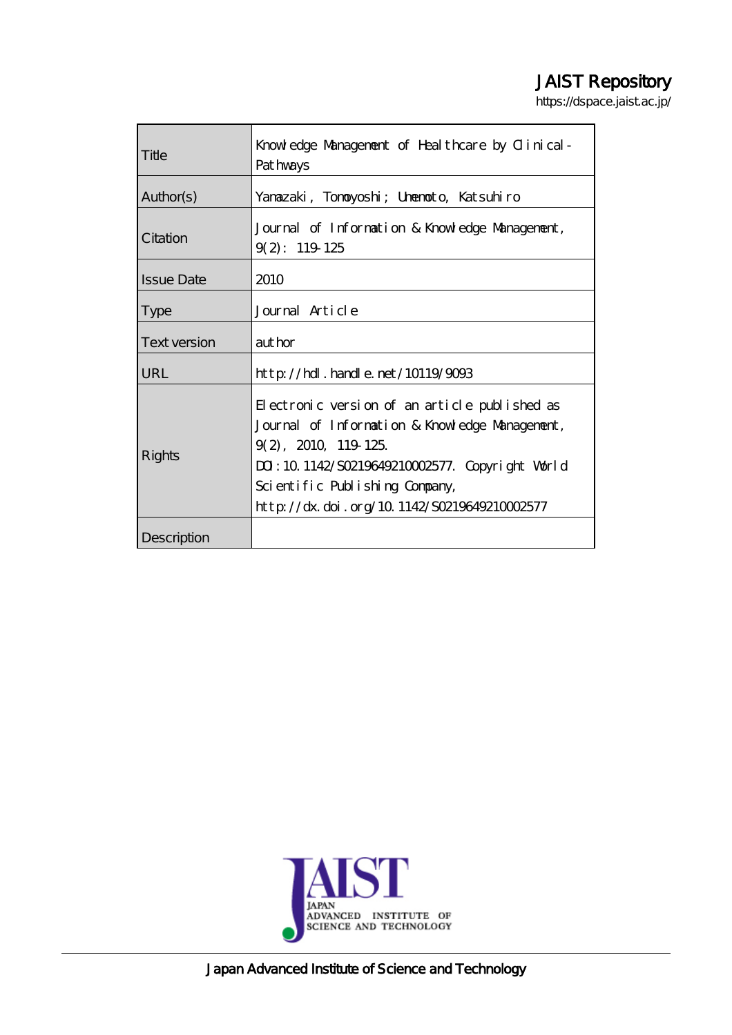# JAIST Repository

https://dspace.jaist.ac.jp/

| | |
|---|---|
| Title | Knowledge Management of Healthcare by Clinical-Pathways |
| Author(s) | Yamazaki, Tomoyoshi; Umemoto, Katsuhiro |
| Citation | Journal of Information & Knowledge Management, 9(2): 119-125 |
| Issue Date | 2010 |
| Type | Journal Article |
| Text version | author |
| URL | http://hdl.handle.net/10119/9093 |
| Rights | Electronic version of an article published as Journal of Information & Knowledge Management, 9(2), 2010, 119-125. DOI:10.1142/S0219649210002577. Copyright World Scientific Publishing Company, http://dx.doi.org/10.1142/S0219649210002577 |
| Description | |

JAIST
JAPAN ADVANCED INSTITUTE OF SCIENCE AND TECHNOLOGY

Japan Advanced Institute of Science and Technology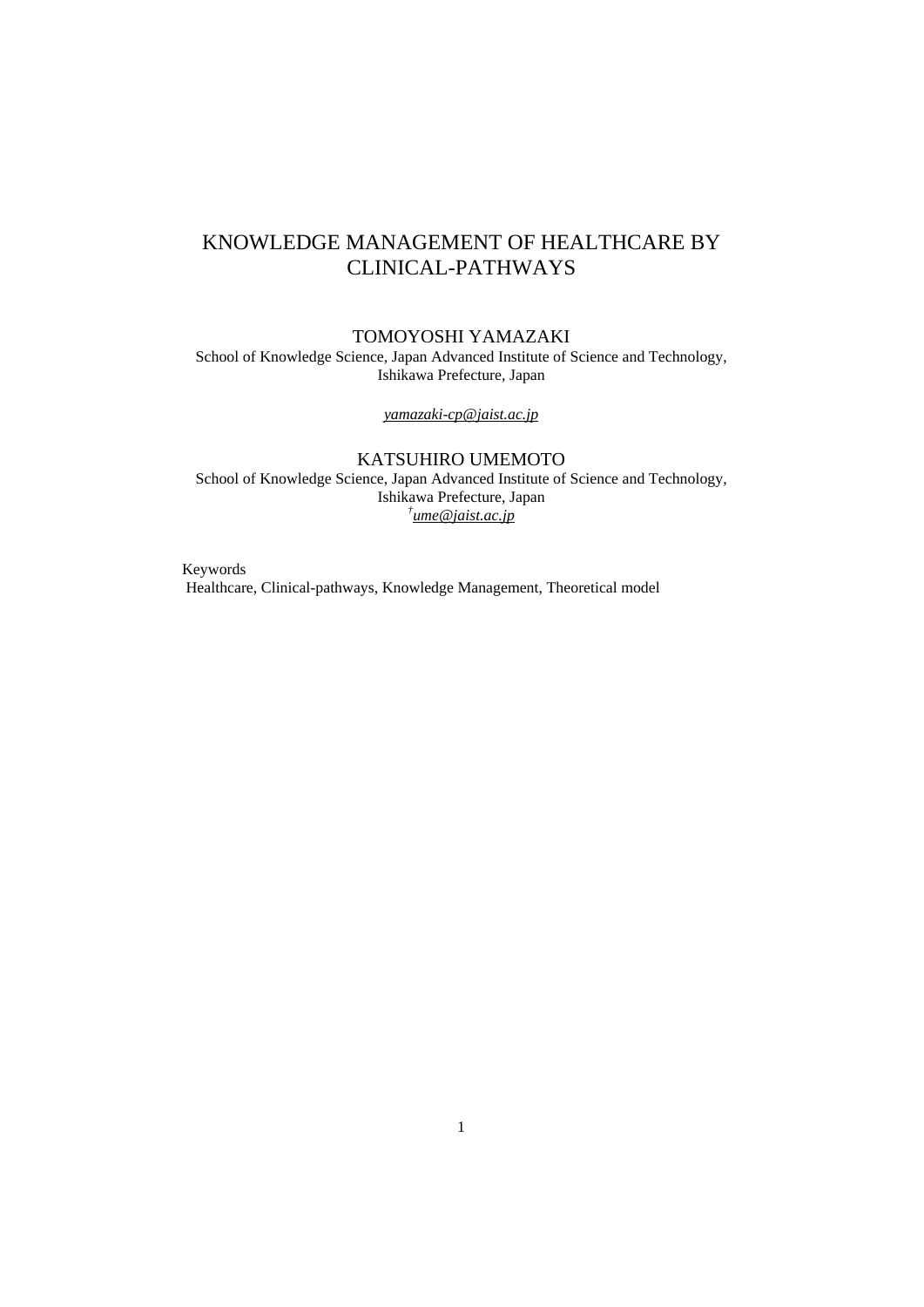# KNOWLEDGE MANAGEMENT OF HEALTHCARE BY CLINICAL-PATHWAYS

TOMOYOSHI YAMAZAKI

School of Knowledge Science, Japan Advanced Institute of Science and Technology, Ishikawa Prefecture, Japan

*yamazaki-cp@jaist.ac.jp*

KATSUHIRO UMEMOTO

School of Knowledge Science, Japan Advanced Institute of Science and Technology, Ishikawa Prefecture, Japan

†*ume@jaist.ac.jp*

Keywords

Healthcare, Clinical-pathways, Knowledge Management, Theoretical model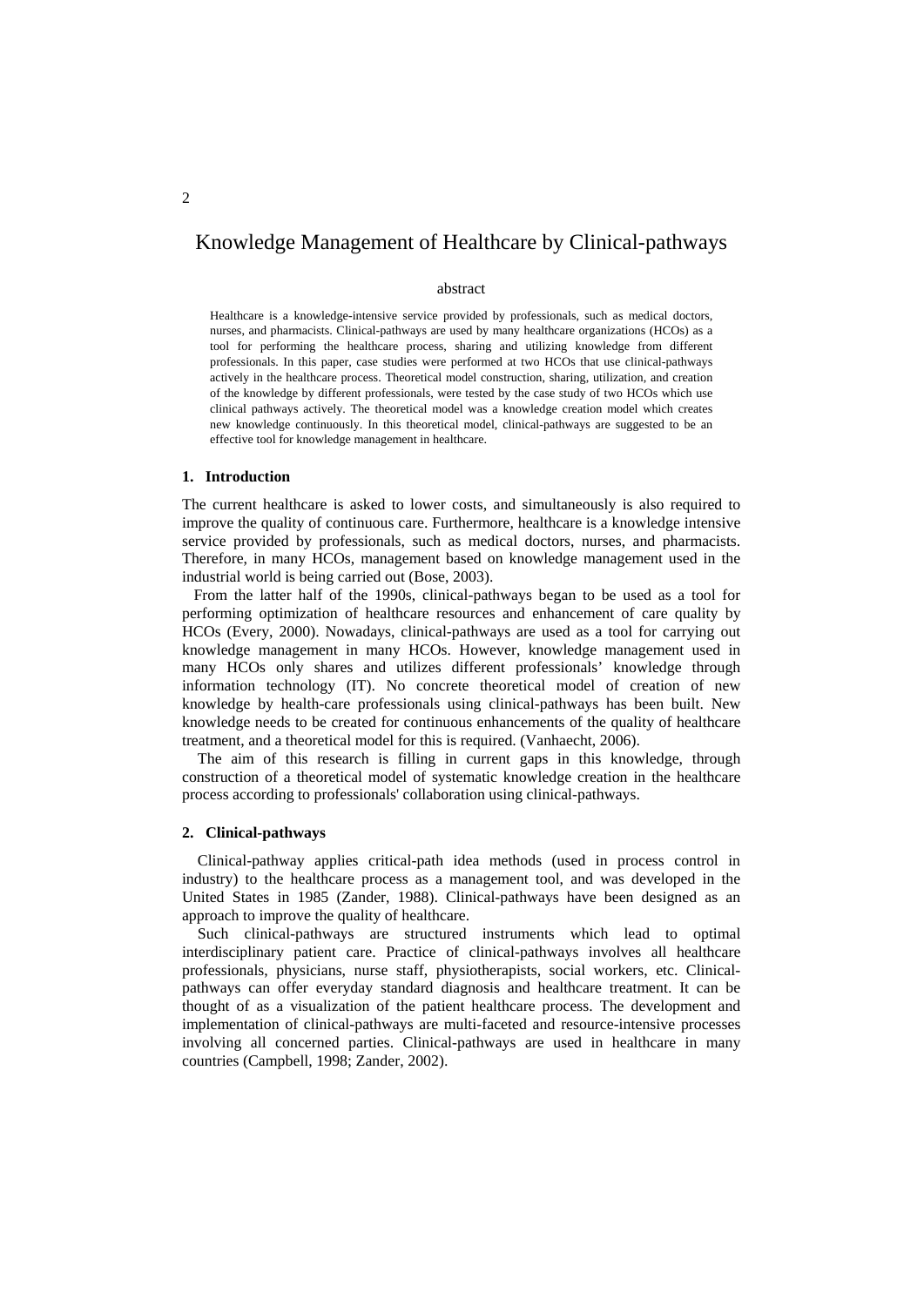# Knowledge Management of Healthcare by Clinical-pathways

abstract

Healthcare is a knowledge-intensive service provided by professionals, such as medical doctors, nurses, and pharmacists. Clinical-pathways are used by many healthcare organizations (HCOs) as a tool for performing the healthcare process, sharing and utilizing knowledge from different professionals. In this paper, case studies were performed at two HCOs that use clinical-pathways actively in the healthcare process. Theoretical model construction, sharing, utilization, and creation of the knowledge by different professionals, were tested by the case study of two HCOs which use clinical pathways actively. The theoretical model was a knowledge creation model which creates new knowledge continuously. In this theoretical model, clinical-pathways are suggested to be an effective tool for knowledge management in healthcare.

## 1. Introduction

The current healthcare is asked to lower costs, and simultaneously is also required to improve the quality of continuous care. Furthermore, healthcare is a knowledge intensive service provided by professionals, such as medical doctors, nurses, and pharmacists. Therefore, in many HCOs, management based on knowledge management used in the industrial world is being carried out (Bose, 2003).

From the latter half of the 1990s, clinical-pathways began to be used as a tool for performing optimization of healthcare resources and enhancement of care quality by HCOs (Every, 2000). Nowadays, clinical-pathways are used as a tool for carrying out knowledge management in many HCOs. However, knowledge management used in many HCOs only shares and utilizes different professionals' knowledge through information technology (IT). No concrete theoretical model of creation of new knowledge by health-care professionals using clinical-pathways has been built. New knowledge needs to be created for continuous enhancements of the quality of healthcare treatment, and a theoretical model for this is required. (Vanhaecht, 2006).

The aim of this research is filling in current gaps in this knowledge, through construction of a theoretical model of systematic knowledge creation in the healthcare process according to professionals' collaboration using clinical-pathways.

## 2. Clinical-pathways

Clinical-pathway applies critical-path idea methods (used in process control in industry) to the healthcare process as a management tool, and was developed in the United States in 1985 (Zander, 1988). Clinical-pathways have been designed as an approach to improve the quality of healthcare.

Such clinical-pathways are structured instruments which lead to optimal interdisciplinary patient care. Practice of clinical-pathways involves all healthcare professionals, physicians, nurse staff, physiotherapists, social workers, etc. Clinical-pathways can offer everyday standard diagnosis and healthcare treatment. It can be thought of as a visualization of the patient healthcare process. The development and implementation of clinical-pathways are multi-faceted and resource-intensive processes involving all concerned parties. Clinical-pathways are used in healthcare in many countries (Campbell, 1998; Zander, 2002).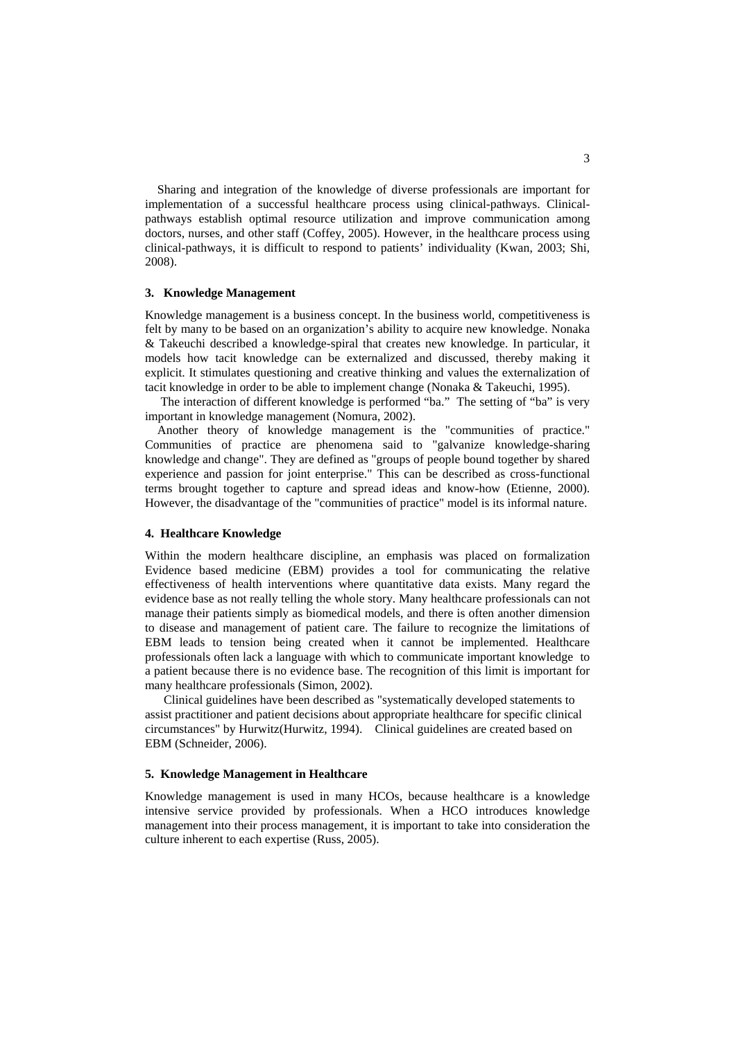Sharing and integration of the knowledge of diverse professionals are important for implementation of a successful healthcare process using clinical-pathways. Clinical-pathways establish optimal resource utilization and improve communication among doctors, nurses, and other staff (Coffey, 2005). However, in the healthcare process using clinical-pathways, it is difficult to respond to patients' individuality (Kwan, 2003; Shi, 2008).

### 3. Knowledge Management

Knowledge management is a business concept. In the business world, competitiveness is felt by many to be based on an organization's ability to acquire new knowledge. Nonaka & Takeuchi described a knowledge-spiral that creates new knowledge. In particular, it models how tacit knowledge can be externalized and discussed, thereby making it explicit. It stimulates questioning and creative thinking and values the externalization of tacit knowledge in order to be able to implement change (Nonaka & Takeuchi, 1995).

The interaction of different knowledge is performed "ba." The setting of "ba" is very important in knowledge management (Nomura, 2002).

Another theory of knowledge management is the "communities of practice." Communities of practice are phenomena said to "galvanize knowledge-sharing knowledge and change". They are defined as "groups of people bound together by shared experience and passion for joint enterprise." This can be described as cross-functional terms brought together to capture and spread ideas and know-how (Etienne, 2000). However, the disadvantage of the "communities of practice" model is its informal nature.

### 4. Healthcare Knowledge

Within the modern healthcare discipline, an emphasis was placed on formalization Evidence based medicine (EBM) provides a tool for communicating the relative effectiveness of health interventions where quantitative data exists. Many regard the evidence base as not really telling the whole story. Many healthcare professionals can not manage their patients simply as biomedical models, and there is often another dimension to disease and management of patient care. The failure to recognize the limitations of EBM leads to tension being created when it cannot be implemented. Healthcare professionals often lack a language with which to communicate important knowledge to a patient because there is no evidence base. The recognition of this limit is important for many healthcare professionals (Simon, 2002).

Clinical guidelines have been described as "systematically developed statements to assist practitioner and patient decisions about appropriate healthcare for specific clinical circumstances" by Hurwitz(Hurwitz, 1994). Clinical guidelines are created based on EBM (Schneider, 2006).

### 5. Knowledge Management in Healthcare

Knowledge management is used in many HCOs, because healthcare is a knowledge intensive service provided by professionals. When a HCO introduces knowledge management into their process management, it is important to take into consideration the culture inherent to each expertise (Russ, 2005).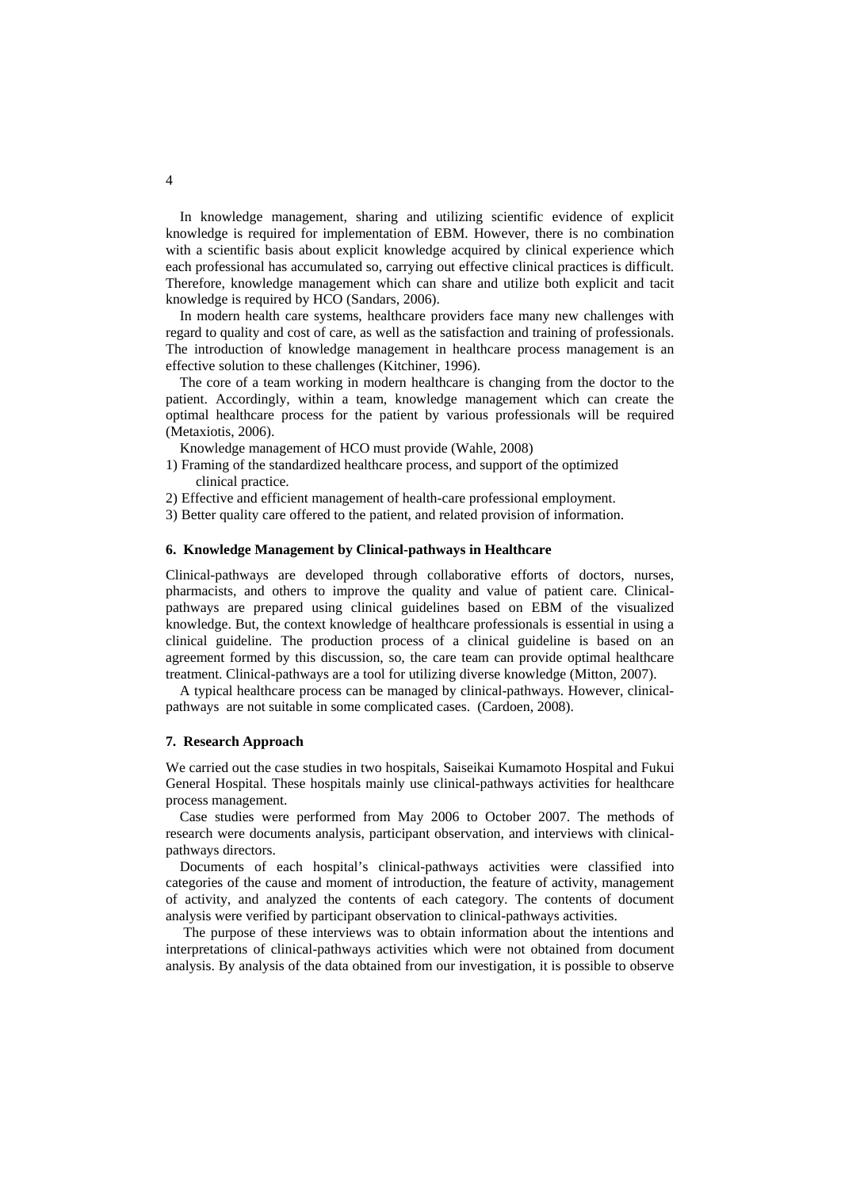In knowledge management, sharing and utilizing scientific evidence of explicit knowledge is required for implementation of EBM. However, there is no combination with a scientific basis about explicit knowledge acquired by clinical experience which each professional has accumulated so, carrying out effective clinical practices is difficult. Therefore, knowledge management which can share and utilize both explicit and tacit knowledge is required by HCO (Sandars, 2006).

In modern health care systems, healthcare providers face many new challenges with regard to quality and cost of care, as well as the satisfaction and training of professionals. The introduction of knowledge management in healthcare process management is an effective solution to these challenges (Kitchiner, 1996).

The core of a team working in modern healthcare is changing from the doctor to the patient. Accordingly, within a team, knowledge management which can create the optimal healthcare process for the patient by various professionals will be required (Metaxiotis, 2006).

Knowledge management of HCO must provide (Wahle, 2008)

1) Framing of the standardized healthcare process, and support of the optimized clinical practice.
2) Effective and efficient management of health-care professional employment.
3) Better quality care offered to the patient, and related provision of information.

## 6. Knowledge Management by Clinical-pathways in Healthcare

Clinical-pathways are developed through collaborative efforts of doctors, nurses, pharmacists, and others to improve the quality and value of patient care. Clinical-pathways are prepared using clinical guidelines based on EBM of the visualized knowledge. But, the context knowledge of healthcare professionals is essential in using a clinical guideline. The production process of a clinical guideline is based on an agreement formed by this discussion, so, the care team can provide optimal healthcare treatment. Clinical-pathways are a tool for utilizing diverse knowledge (Mitton, 2007).

A typical healthcare process can be managed by clinical-pathways. However, clinical-pathways are not suitable in some complicated cases. (Cardoen, 2008).

## 7. Research Approach

We carried out the case studies in two hospitals, Saiseikai Kumamoto Hospital and Fukui General Hospital. These hospitals mainly use clinical-pathways activities for healthcare process management.

Case studies were performed from May 2006 to October 2007. The methods of research were documents analysis, participant observation, and interviews with clinical-pathways directors.

Documents of each hospital's clinical-pathways activities were classified into categories of the cause and moment of introduction, the feature of activity, management of activity, and analyzed the contents of each category. The contents of document analysis were verified by participant observation to clinical-pathways activities.

The purpose of these interviews was to obtain information about the intentions and interpretations of clinical-pathways activities which were not obtained from document analysis. By analysis of the data obtained from our investigation, it is possible to observe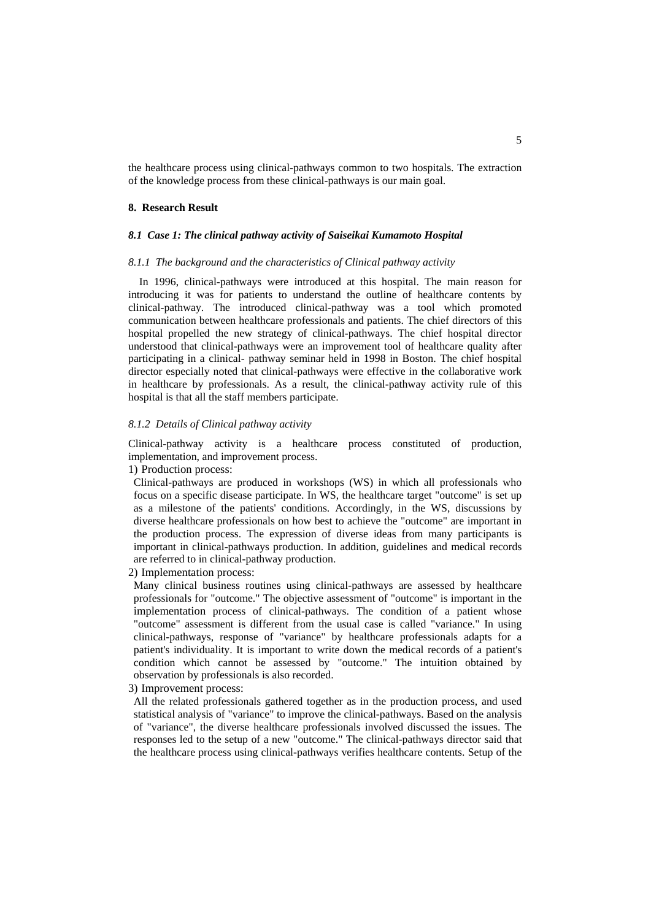the healthcare process using clinical-pathways common to two hospitals. The extraction of the knowledge process from these clinical-pathways is our main goal.

## 8. Research Result

### *8.1 Case 1: The clinical pathway activity of Saiseikai Kumamoto Hospital*

#### *8.1.1 The background and the characteristics of Clinical pathway activity*

In 1996, clinical-pathways were introduced at this hospital. The main reason for introducing it was for patients to understand the outline of healthcare contents by clinical-pathway. The introduced clinical-pathway was a tool which promoted communication between healthcare professionals and patients. The chief directors of this hospital propelled the new strategy of clinical-pathways. The chief hospital director understood that clinical-pathways were an improvement tool of healthcare quality after participating in a clinical- pathway seminar held in 1998 in Boston. The chief hospital director especially noted that clinical-pathways were effective in the collaborative work in healthcare by professionals. As a result, the clinical-pathway activity rule of this hospital is that all the staff members participate.

#### *8.1.2 Details of Clinical pathway activity*

Clinical-pathway activity is a healthcare process constituted of production, implementation, and improvement process.

1) Production process:

Clinical-pathways are produced in workshops (WS) in which all professionals who focus on a specific disease participate. In WS, the healthcare target "outcome" is set up as a milestone of the patients' conditions. Accordingly, in the WS, discussions by diverse healthcare professionals on how best to achieve the "outcome" are important in the production process. The expression of diverse ideas from many participants is important in clinical-pathways production. In addition, guidelines and medical records are referred to in clinical-pathway production.

2) Implementation process:

Many clinical business routines using clinical-pathways are assessed by healthcare professionals for "outcome." The objective assessment of "outcome" is important in the implementation process of clinical-pathways. The condition of a patient whose "outcome" assessment is different from the usual case is called "variance." In using clinical-pathways, response of "variance" by healthcare professionals adapts for a patient's individuality. It is important to write down the medical records of a patient's condition which cannot be assessed by "outcome." The intuition obtained by observation by professionals is also recorded.

3) Improvement process:

All the related professionals gathered together as in the production process, and used statistical analysis of "variance" to improve the clinical-pathways. Based on the analysis of "variance", the diverse healthcare professionals involved discussed the issues. The responses led to the setup of a new "outcome." The clinical-pathways director said that the healthcare process using clinical-pathways verifies healthcare contents. Setup of the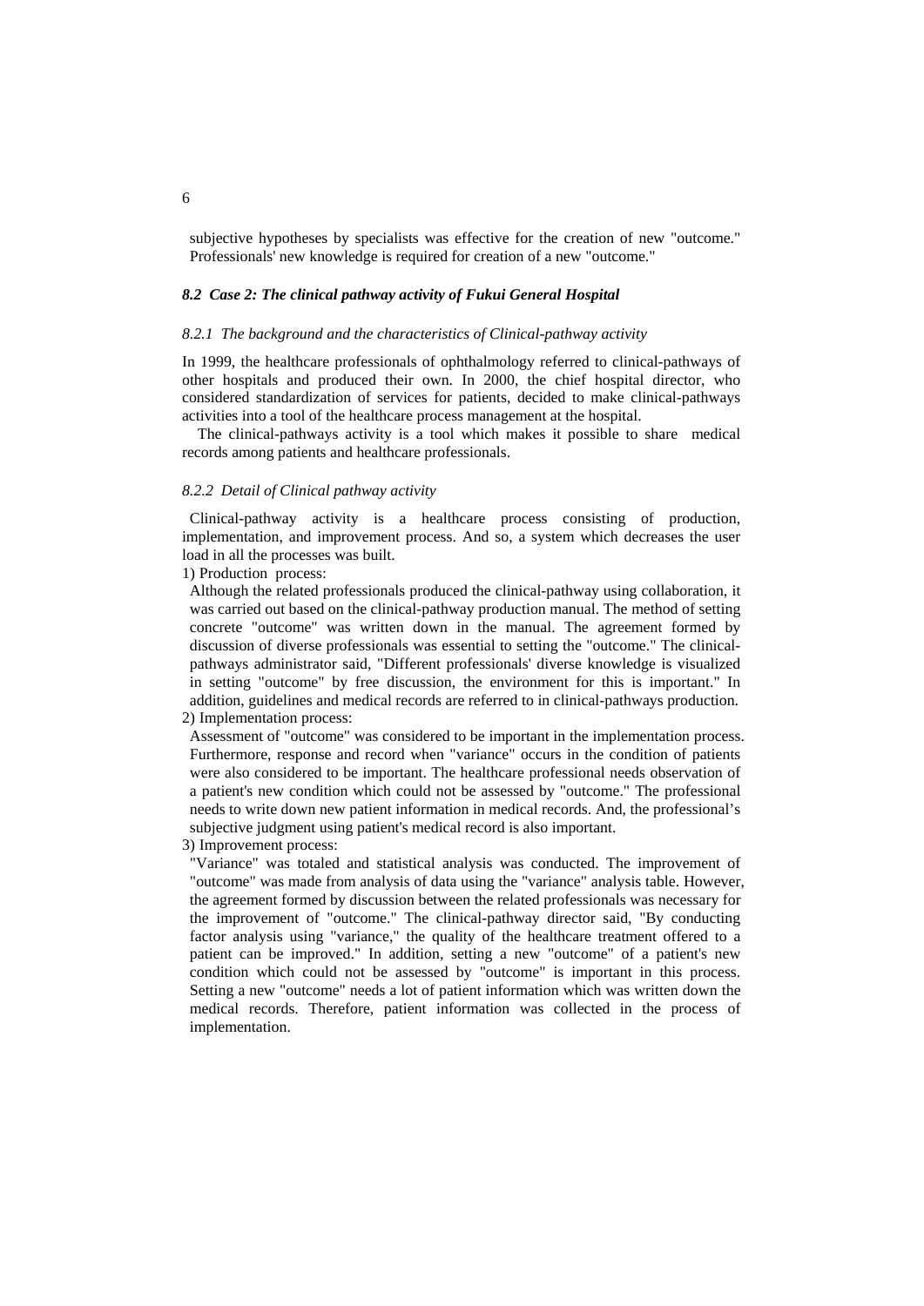subjective hypotheses by specialists was effective for the creation of new "outcome." Professionals' new knowledge is required for creation of a new "outcome."

### *8.2 Case 2: The clinical pathway activity of Fukui General Hospital*

#### *8.2.1 The background and the characteristics of Clinical-pathway activity*

In 1999, the healthcare professionals of ophthalmology referred to clinical-pathways of other hospitals and produced their own. In 2000, the chief hospital director, who considered standardization of services for patients, decided to make clinical-pathways activities into a tool of the healthcare process management at the hospital.

The clinical-pathways activity is a tool which makes it possible to share medical records among patients and healthcare professionals.

#### *8.2.2 Detail of Clinical pathway activity*

Clinical-pathway activity is a healthcare process consisting of production, implementation, and improvement process. And so, a system which decreases the user load in all the processes was built.

1) Production process:

Although the related professionals produced the clinical-pathway using collaboration, it was carried out based on the clinical-pathway production manual. The method of setting concrete "outcome" was written down in the manual. The agreement formed by discussion of diverse professionals was essential to setting the "outcome." The clinical-pathways administrator said, "Different professionals' diverse knowledge is visualized in setting "outcome" by free discussion, the environment for this is important." In addition, guidelines and medical records are referred to in clinical-pathways production.

2) Implementation process:

Assessment of "outcome" was considered to be important in the implementation process. Furthermore, response and record when "variance" occurs in the condition of patients were also considered to be important. The healthcare professional needs observation of a patient's new condition which could not be assessed by "outcome." The professional needs to write down new patient information in medical records. And, the professional's subjective judgment using patient's medical record is also important.

3) Improvement process:

"Variance" was totaled and statistical analysis was conducted. The improvement of "outcome" was made from analysis of data using the "variance" analysis table. However, the agreement formed by discussion between the related professionals was necessary for the improvement of "outcome." The clinical-pathway director said, "By conducting factor analysis using "variance," the quality of the healthcare treatment offered to a patient can be improved." In addition, setting a new "outcome" of a patient's new condition which could not be assessed by "outcome" is important in this process. Setting a new "outcome" needs a lot of patient information which was written down the medical records. Therefore, patient information was collected in the process of implementation.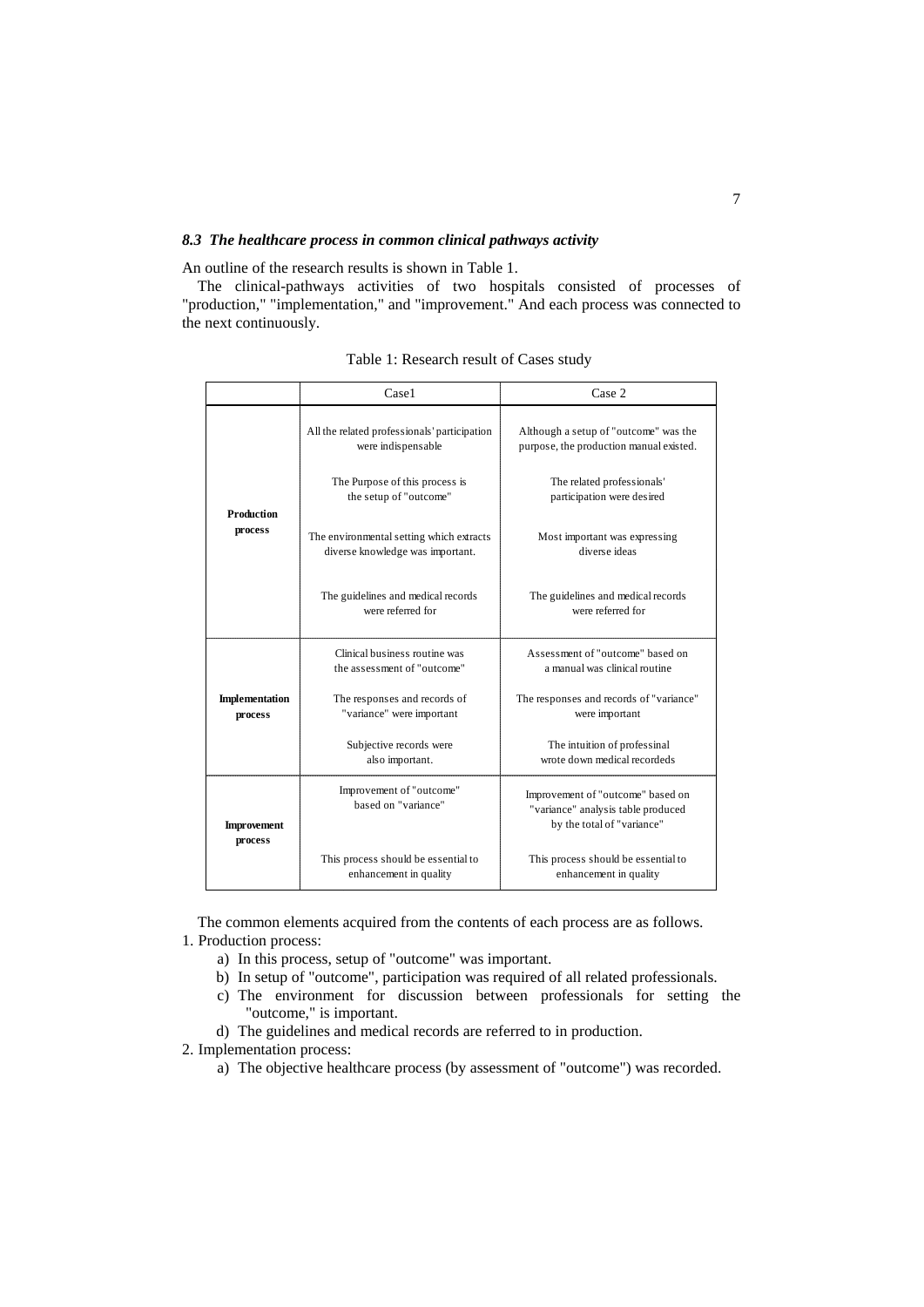### *8.3 The healthcare process in common clinical pathways activity*

An outline of the research results is shown in Table 1.

The clinical-pathways activities of two hospitals consisted of processes of "production," "implementation," and "improvement." And each process was connected to the next continuously.

Table 1: Research result of Cases study

| | Case1 | Case 2 |
|---|---|---|
| **Production process** | All the related professionals' participation were indispensable | Although a setup of "outcome" was the purpose, the production manual existed. |
| | The Purpose of this process is the setup of "outcome" | The related professionals' participation were desired |
| | The environmental setting which extracts diverse knowledge was important. | Most important was expressing diverse ideas |
| | The guidelines and medical records were referred for | The guidelines and medical records were referred for |
| **Implementation process** | Clinical business routine was the assessment of "outcome" | Assessment of "outcome" based on a manual was clinical routine |
| | The responses and records of "variance" were important | The responses and records of "variance" were important |
| | Subjective records were also important. | The intuition of professinal wrote down medical recordeds |
| **Improvement process** | Improvement of "outcome" based on "variance" | Improvement of "outcome" based on "variance" analysis table produced by the total of "variance" |
| | This process should be essential to enhancement in quality | This process should be essential to enhancement in quality |

The common elements acquired from the contents of each process are as follows.

1. Production process:
    a) In this process, setup of "outcome" was important.
    b) In setup of "outcome", participation was required of all related professionals.
    c) The environment for discussion between professionals for setting the "outcome," is important.
    d) The guidelines and medical records are referred to in production.
2. Implementation process:
    a) The objective healthcare process (by assessment of "outcome") was recorded.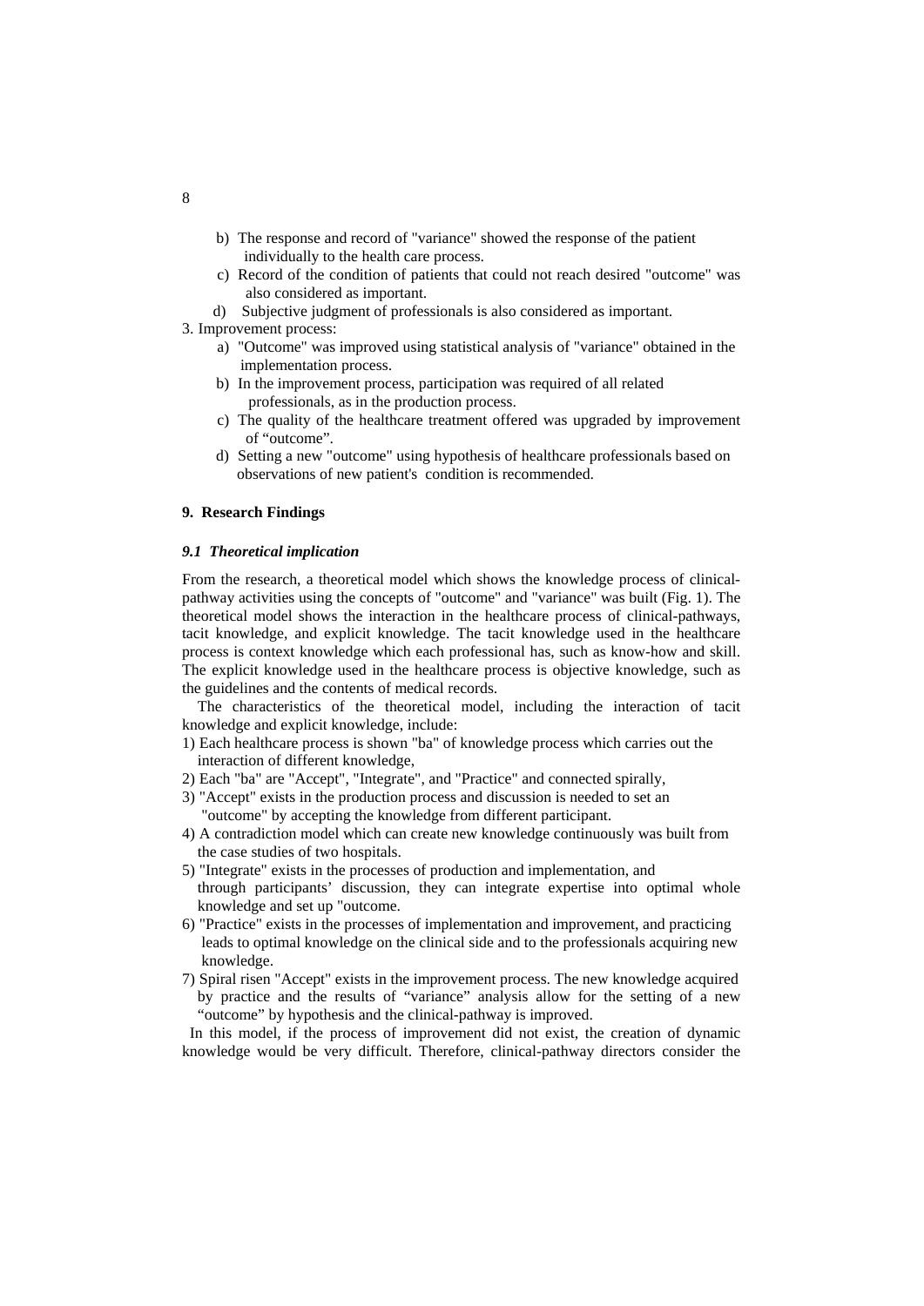b) The response and record of "variance" showed the response of the patient individually to the health care process.

c) Record of the condition of patients that could not reach desired "outcome" was also considered as important.

d) Subjective judgment of professionals is also considered as important.

3. Improvement process:

   a) "Outcome" was improved using statistical analysis of "variance" obtained in the implementation process.

   b) In the improvement process, participation was required of all related professionals, as in the production process.

   c) The quality of the healthcare treatment offered was upgraded by improvement of "outcome".

   d) Setting a new "outcome" using hypothesis of healthcare professionals based on observations of new patient's condition is recommended.

## 9. Research Findings

### *9.1 Theoretical implication*

From the research, a theoretical model which shows the knowledge process of clinical-pathway activities using the concepts of "outcome" and "variance" was built (Fig. 1). The theoretical model shows the interaction in the healthcare process of clinical-pathways, tacit knowledge, and explicit knowledge. The tacit knowledge used in the healthcare process is context knowledge which each professional has, such as know-how and skill. The explicit knowledge used in the healthcare process is objective knowledge, such as the guidelines and the contents of medical records.

The characteristics of the theoretical model, including the interaction of tacit knowledge and explicit knowledge, include:

1) Each healthcare process is shown "ba" of knowledge process which carries out the interaction of different knowledge,
2) Each "ba" are "Accept", "Integrate", and "Practice" and connected spirally,
3) "Accept" exists in the production process and discussion is needed to set an "outcome" by accepting the knowledge from different participant.
4) A contradiction model which can create new knowledge continuously was built from the case studies of two hospitals.
5) "Integrate" exists in the processes of production and implementation, and through participants' discussion, they can integrate expertise into optimal whole knowledge and set up "outcome.
6) "Practice" exists in the processes of implementation and improvement, and practicing leads to optimal knowledge on the clinical side and to the professionals acquiring new knowledge.
7) Spiral risen "Accept" exists in the improvement process. The new knowledge acquired by practice and the results of "variance" analysis allow for the setting of a new "outcome" by hypothesis and the clinical-pathway is improved.

In this model, if the process of improvement did not exist, the creation of dynamic knowledge would be very difficult. Therefore, clinical-pathway directors consider the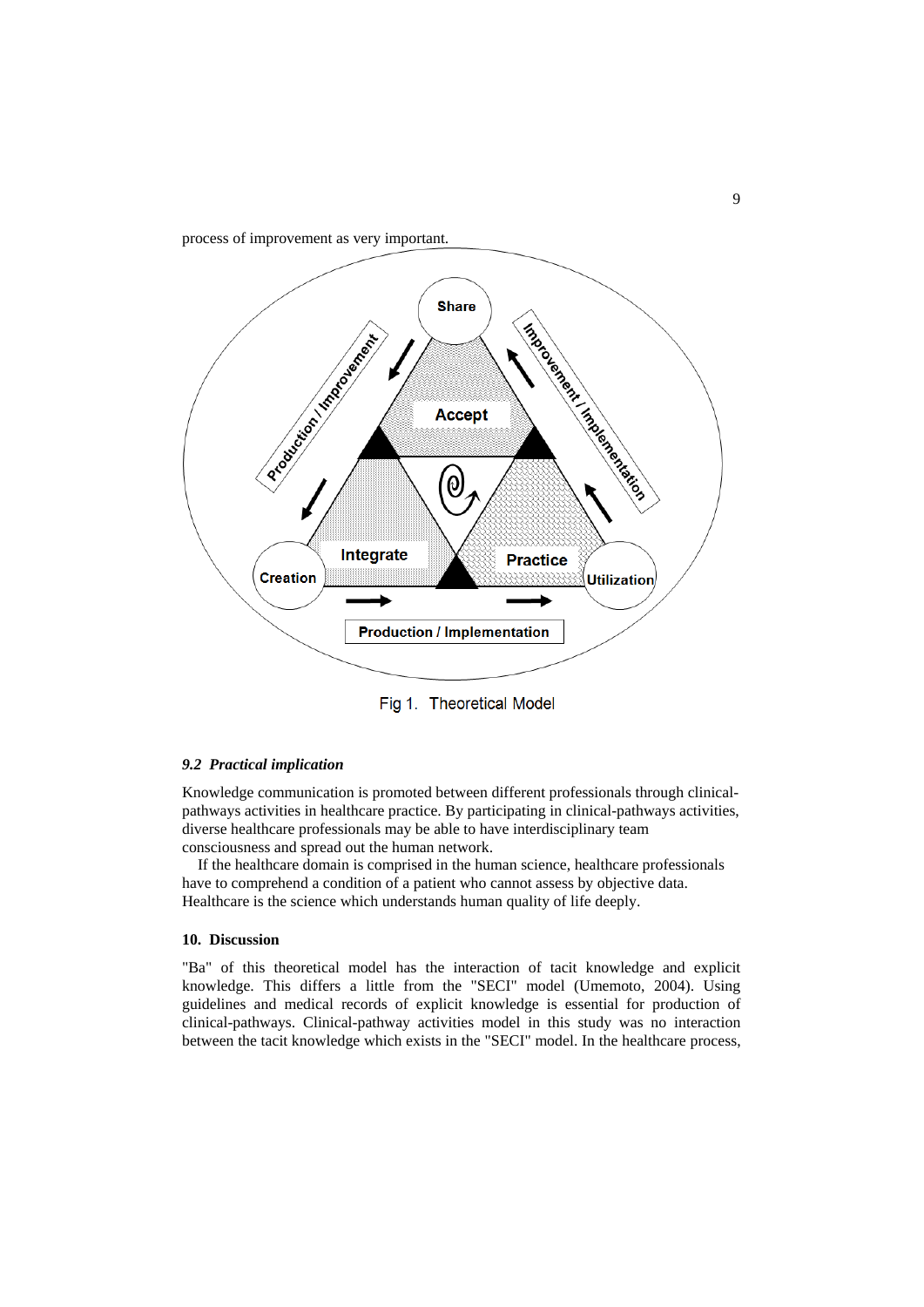process of improvement as very important.

Fig 1. Theoretical Model

### *9.2 Practical implication*

Knowledge communication is promoted between different professionals through clinical-pathways activities in healthcare practice. By participating in clinical-pathways activities, diverse healthcare professionals may be able to have interdisciplinary team consciousness and spread out the human network.

If the healthcare domain is comprised in the human science, healthcare professionals have to comprehend a condition of a patient who cannot assess by objective data. Healthcare is the science which understands human quality of life deeply.

## 10. Discussion

"Ba" of this theoretical model has the interaction of tacit knowledge and explicit knowledge. This differs a little from the "SECI" model (Umemoto, 2004). Using guidelines and medical records of explicit knowledge is essential for production of clinical-pathways. Clinical-pathway activities model in this study was no interaction between the tacit knowledge which exists in the "SECI" model. In the healthcare process,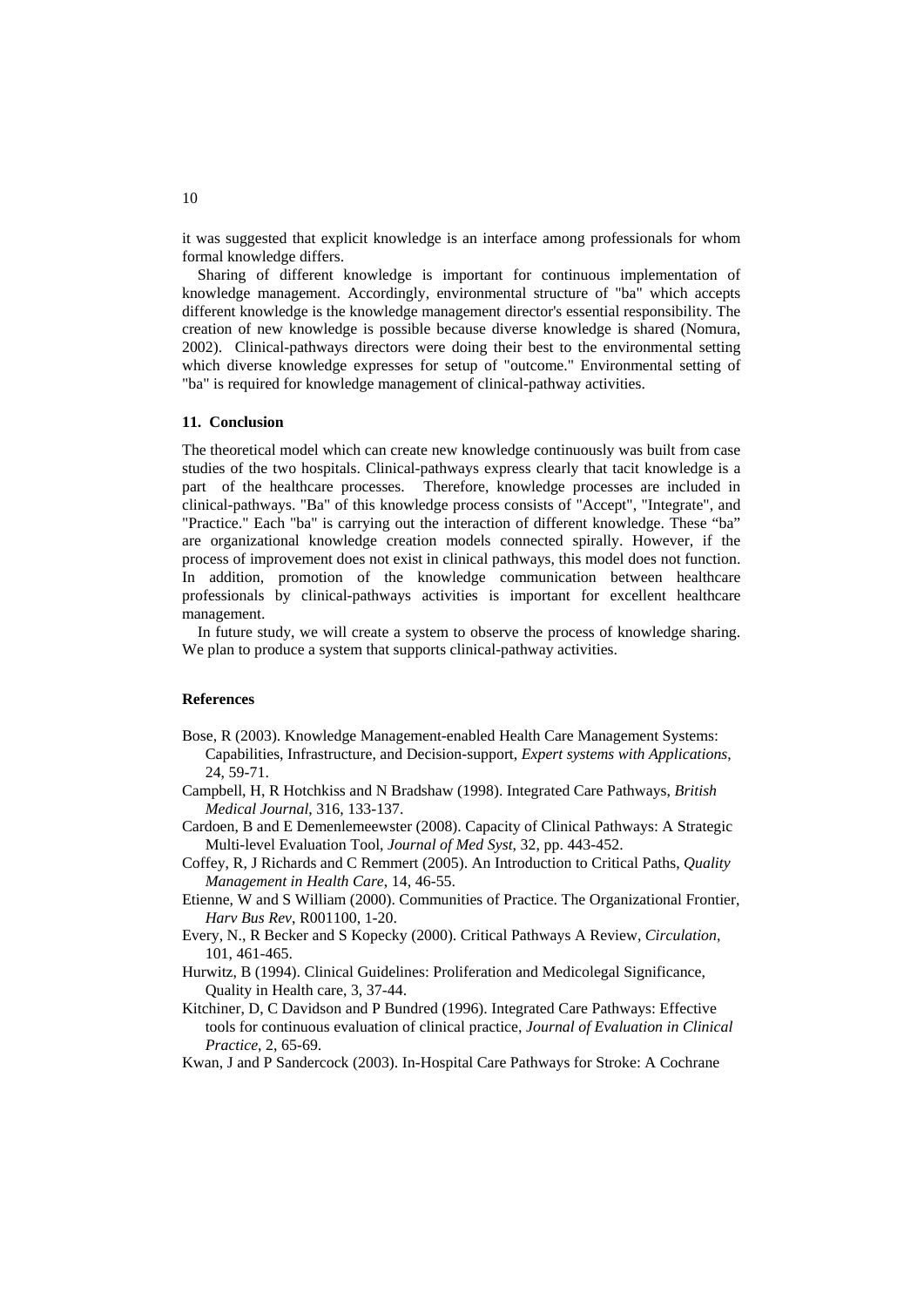it was suggested that explicit knowledge is an interface among professionals for whom formal knowledge differs.

Sharing of different knowledge is important for continuous implementation of knowledge management. Accordingly, environmental structure of "ba" which accepts different knowledge is the knowledge management director's essential responsibility. The creation of new knowledge is possible because diverse knowledge is shared (Nomura, 2002). Clinical-pathways directors were doing their best to the environmental setting which diverse knowledge expresses for setup of "outcome." Environmental setting of "ba" is required for knowledge management of clinical-pathway activities.

## 11. Conclusion

The theoretical model which can create new knowledge continuously was built from case studies of the two hospitals. Clinical-pathways express clearly that tacit knowledge is a part of the healthcare processes. Therefore, knowledge processes are included in clinical-pathways. "Ba" of this knowledge process consists of "Accept", "Integrate", and "Practice." Each "ba" is carrying out the interaction of different knowledge. These "ba" are organizational knowledge creation models connected spirally. However, if the process of improvement does not exist in clinical pathways, this model does not function. In addition, promotion of the knowledge communication between healthcare professionals by clinical-pathways activities is important for excellent healthcare management.

In future study, we will create a system to observe the process of knowledge sharing. We plan to produce a system that supports clinical-pathway activities.

## References

Bose, R (2003). Knowledge Management-enabled Health Care Management Systems: Capabilities, Infrastructure, and Decision-support, *Expert systems with Applications*, 24, 59-71.

Campbell, H, R Hotchkiss and N Bradshaw (1998). Integrated Care Pathways, *British Medical Journal*, 316, 133-137.

Cardoen, B and E Demenlemeewster (2008). Capacity of Clinical Pathways: A Strategic Multi-level Evaluation Tool, *Journal of Med Syst*, 32, pp. 443-452.

Coffey, R, J Richards and C Remmert (2005). An Introduction to Critical Paths, *Quality Management in Health Care*, 14, 46-55.

Etienne, W and S William (2000). Communities of Practice. The Organizational Frontier, *Harv Bus Rev*, R001100, 1-20.

Every, N., R Becker and S Kopecky (2000). Critical Pathways A Review, *Circulation*, 101, 461-465.

Hurwitz, B (1994). Clinical Guidelines: Proliferation and Medicolegal Significance, Quality in Health care, 3, 37-44.

Kitchiner, D, C Davidson and P Bundred (1996). Integrated Care Pathways: Effective tools for continuous evaluation of clinical practice, *Journal of Evaluation in Clinical Practice*, 2, 65-69.

Kwan, J and P Sandercock (2003). In-Hospital Care Pathways for Stroke: A Cochrane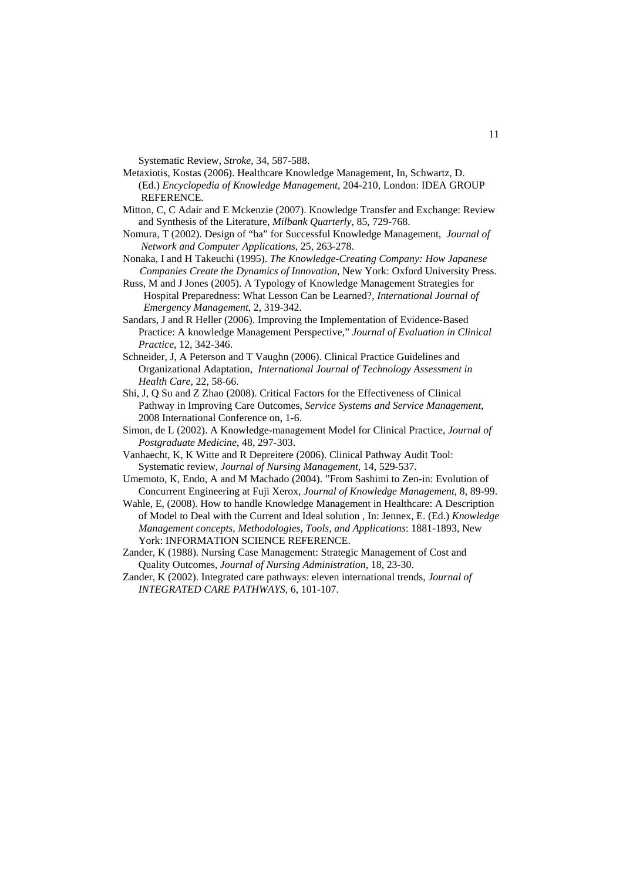Systematic Review, *Stroke*, 34, 587-588.

Metaxiotis, Kostas (2006). Healthcare Knowledge Management, In, Schwartz, D. (Ed.) *Encyclopedia of Knowledge Management*, 204-210, London: IDEA GROUP REFERENCE.

Mitton, C, C Adair and E Mckenzie (2007). Knowledge Transfer and Exchange: Review and Synthesis of the Literature, *Milbank Quarterly*, 85, 729-768.

Nomura, T (2002). Design of "ba" for Successful Knowledge Management, *Journal of Network and Computer Applications*, 25, 263-278.

Nonaka, I and H Takeuchi (1995). *The Knowledge-Creating Company: How Japanese Companies Create the Dynamics of Innovation*, New York: Oxford University Press.

Russ, M and J Jones (2005). A Typology of Knowledge Management Strategies for Hospital Preparedness: What Lesson Can be Learned?, *International Journal of Emergency Management*, 2, 319-342.

Sandars, J and R Heller (2006). Improving the Implementation of Evidence-Based Practice: A knowledge Management Perspective," *Journal of Evaluation in Clinical Practice*, 12, 342-346.

Schneider, J, A Peterson and T Vaughn (2006). Clinical Practice Guidelines and Organizational Adaptation, *International Journal of Technology Assessment in Health Care*, 22, 58-66.

Shi, J, Q Su and Z Zhao (2008). Critical Factors for the Effectiveness of Clinical Pathway in Improving Care Outcomes, *Service Systems and Service Management*, 2008 International Conference on, 1-6.

Simon, de L (2002). A Knowledge-management Model for Clinical Practice, *Journal of Postgraduate Medicine*, 48, 297-303.

Vanhaecht, K, K Witte and R Depreitere (2006). Clinical Pathway Audit Tool: Systematic review, *Journal of Nursing Management*, 14, 529-537.

Umemoto, K, Endo, A and M Machado (2004). "From Sashimi to Zen-in: Evolution of Concurrent Engineering at Fuji Xerox, *Journal of Knowledge Management*, 8, 89-99.

Wahle, E, (2008). How to handle Knowledge Management in Healthcare: A Description of Model to Deal with the Current and Ideal solution , In: Jennex, E. (Ed.) *Knowledge Management concepts, Methodologies, Tools, and Applications*: 1881-1893, New York: INFORMATION SCIENCE REFERENCE.

Zander, K (1988). Nursing Case Management: Strategic Management of Cost and Quality Outcomes, *Journal of Nursing Administration*, 18, 23-30.

Zander, K (2002). Integrated care pathways: eleven international trends, *Journal of INTEGRATED CARE PATHWAYS*, 6, 101-107.